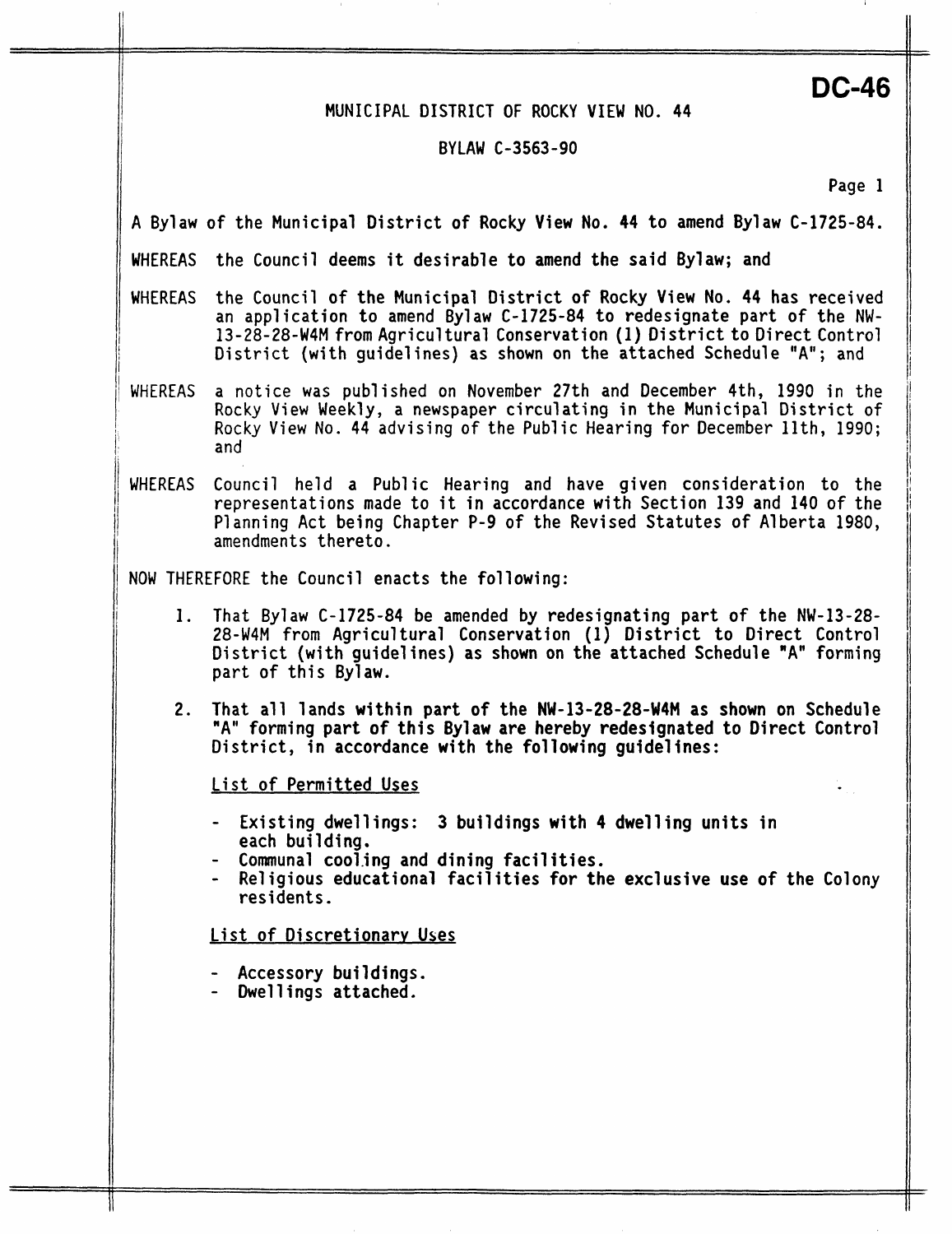# DC-46

MUNICIPAL DISTRICT OF ROCKY VIEW NO. 44

BYLAW C-3563-90

A Bylaw of the Municipal District of Rocky View No. 44 to amend Bylaw C-1725-84.

WHEREAS the Council deems it desirable to amend the said Bylaw; and

WHEREAS the Council of the Municipal District of Rocky View No. 44 has received an application to amend Bylaw C-1725-84 to redesignate part of the NW-13-28-28-W4M from Agricultural Conservation (1) District to Direct Control District (with guidelines) as shown on the attached Schedule "A"; and

WHEREAS a notice was published on November 27th and December 4th, 1990 in the Rocky View Weekly, a newspaper circulating in the Municipal District of Rocky View No. 44 advising of the Public Hearing for December 11th, 1990; and

WHEREAS Council held a Public Hearing and have given consideration to the representations made to it in accordance with Section 139 and 140 of the Planning Act being Chapter P-9 of the Revised Statutes of Alberta 1980, amendments thereto.

NOW THEREFORE the Council enacts the following:

1. That Bylaw C-1725-84 be amended by redesignating part of the NW-13-28-28-W4M from Agricultural Conservation (1) District to Direct Control District (with guidelines) as shown on the attached Schedule "A" forming part of this Bylaw.

2. That all lands within part of the NW-13-28-28-W4M as shown on Schedule "A" forming part of this Bylaw are hereby redesignated to Direct Control District, in accordance with the following guidelines:

   List of Permitted Uses

   - Existing dwellings: 3 buildings with 4 dwelling units in each building.
   - Communal cooling and dining facilities.
   - Religious educational facilities for the exclusive use of the Colony residents.

   List of Discretionary Uses

   - Accessory buildings.
   - Dwellings attached.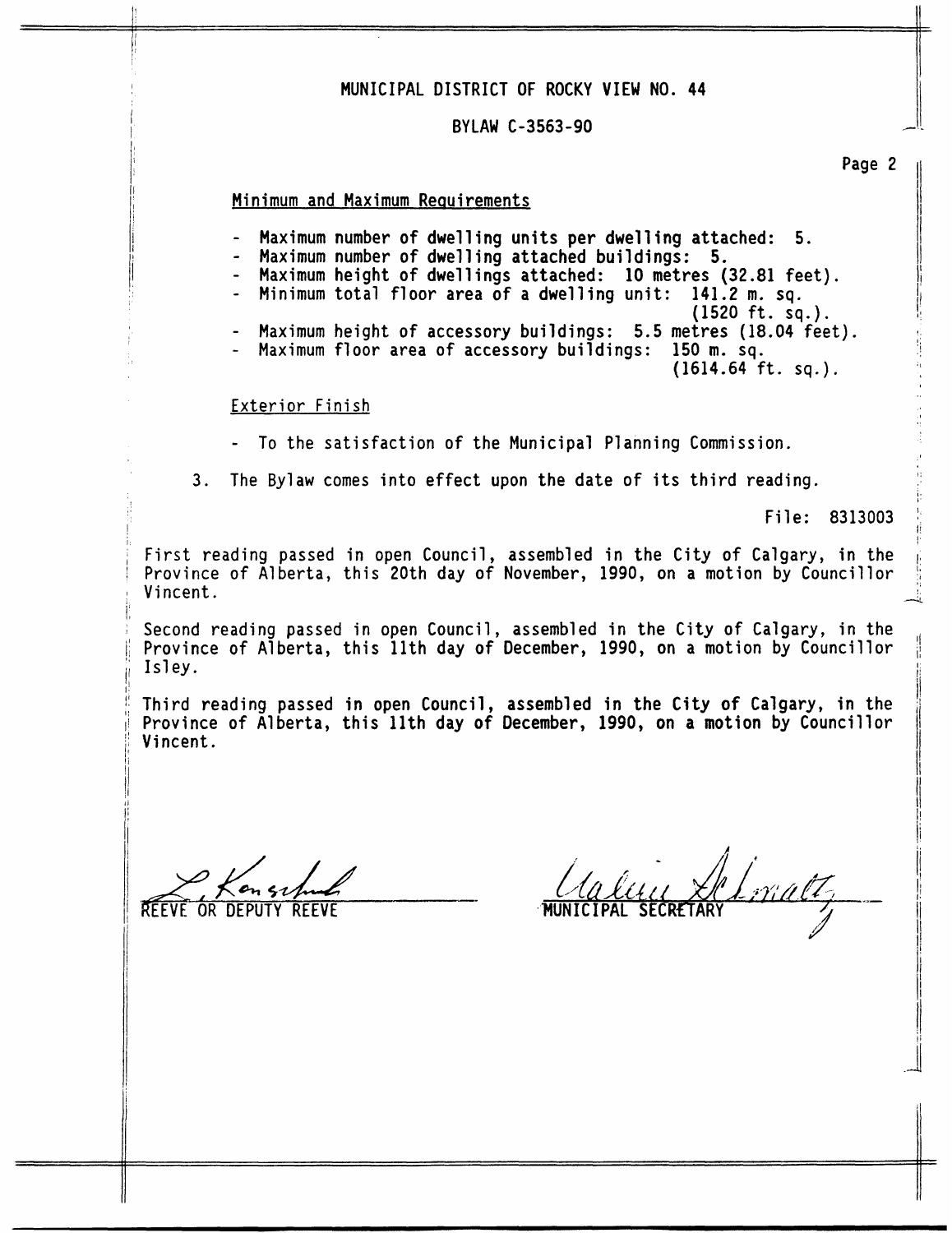MUNICIPAL DISTRICT OF ROCKY VIEW NO. 44

BYLAW C-3563-90

Minimum and Maximum Requirements

- Maximum number of dwelling units per dwelling attached: 5.
- Maximum number of dwelling attached buildings: 5.
- Maximum height of dwellings attached: 10 metres (32.81 feet).
- Minimum total floor area of a dwelling unit: 141.2 m. sq. (1520 ft. sq.).
- Maximum height of accessory buildings: 5.5 metres (18.04 feet).
- Maximum floor area of accessory buildings: 150 m. sq. (1614.64 ft. sq.).

Exterior Finish

- To the satisfaction of the Municipal Planning Commission.

3. The Bylaw comes into effect upon the date of its third reading.

File: 8313003

First reading passed in open Council, assembled in the City of Calgary, in the Province of Alberta, this 20th day of November, 1990, on a motion by Councillor Vincent.

Second reading passed in open Council, assembled in the City of Calgary, in the Province of Alberta, this 11th day of December, 1990, on a motion by Councillor Isley.

Third reading passed in open Council, assembled in the City of Calgary, in the Province of Alberta, this 11th day of December, 1990, on a motion by Councillor Vincent.

REEVE OR DEPUTY REEVE

MUNICIPAL SECRETARY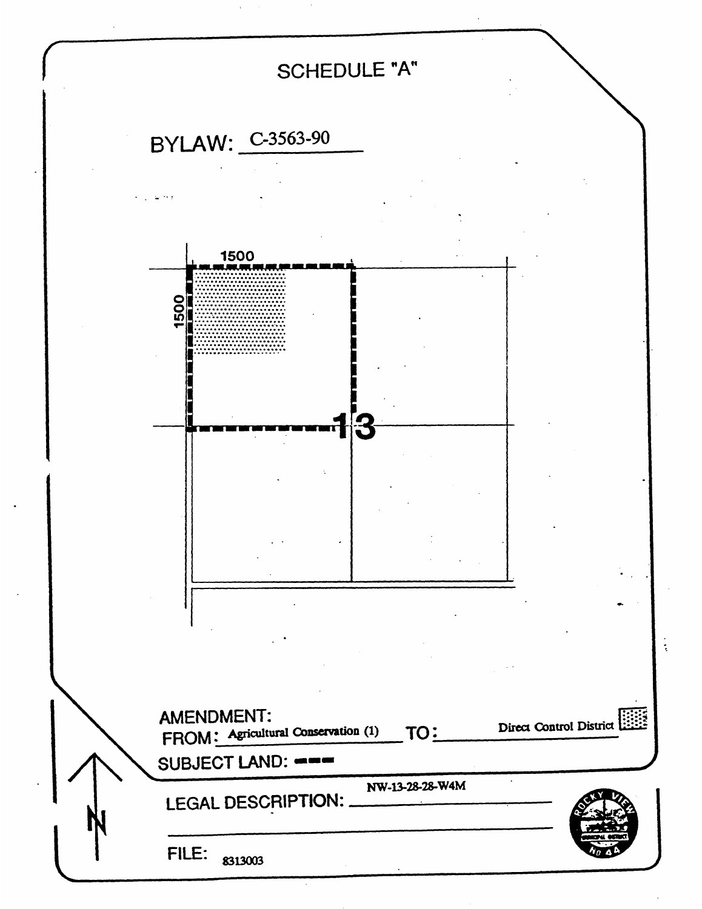# SCHEDULE "A"

BYLAW: C-3563-90

1500

1500

13

AMENDMENT:

FROM: Agricultural Conservation (1) TO: Direct Control District

SUBJECT LAND: ▬ ▬ ▬

LEGAL DESCRIPTION: NW-13-28-28-W4M

FILE: 8313003

ROCKY VIEW MUNICIPAL DISTRICT NO 44

N